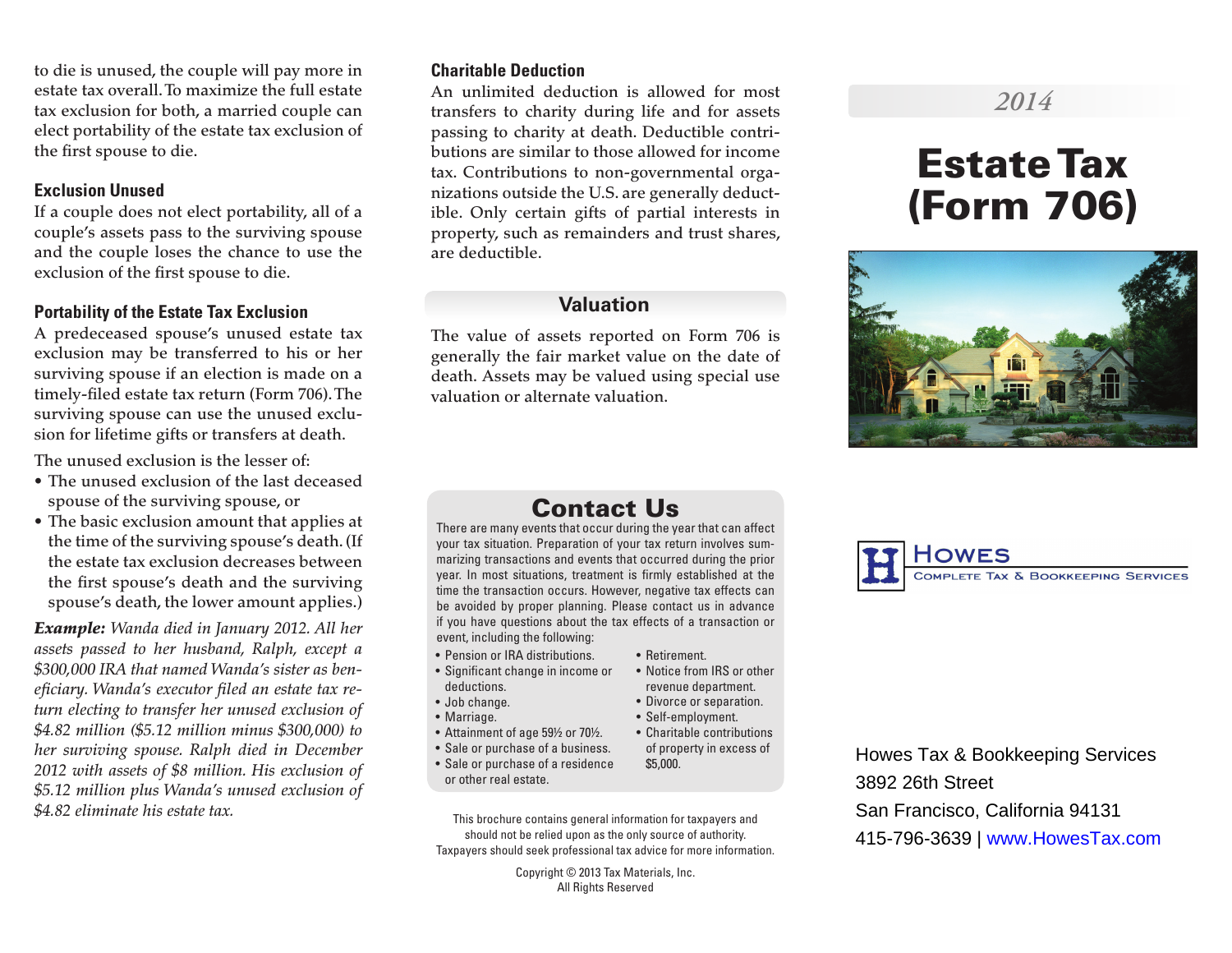to die is unused, the couple will pay more in estate tax overall. To maximize the full estate tax exclusion for both, a married couple can elect portability of the estate tax exclusion of the first spouse to die.

### Exclusion Unused

If a couple does not elect portability, all of a couple's assets pass to the surviving spouse and the couple loses the chance to use the exclusion of the first spouse to die.

### Portability of the Estate Tax Exclusion

A predeceased spouse's unused estate tax exclusion may be transferred to his or her surviving spouse if an election is made on a timely-filed estate tax return (Form 706). The surviving spouse can use the unused exclusion for lifetime gifts or transfers at death.

The unused exclusion is the lesser of:

- The unused exclusion of the last deceased spouse of the surviving spouse, or
- The basic exclusion amount that applies at the time of the surviving spouse's death. (If the estate tax exclusion decreases between the first spouse's death and the surviving spouse's death, the lower amount applies.)

***Example:*** *Wanda died in January 2012. All her assets passed to her husband, Ralph, except a $300,000 IRA that named Wanda's sister as beneficiary. Wanda's executor filed an estate tax return electing to transfer her unused exclusion of $4.82 million ($5.12 million minus $300,000) to her surviving spouse. Ralph died in December 2012 with assets of $8 million. His exclusion of $5.12 million plus Wanda's unused exclusion of $4.82 eliminate his estate tax.*

### Charitable Deduction

An unlimited deduction is allowed for most transfers to charity during life and for assets passing to charity at death. Deductible contributions are similar to those allowed for income tax. Contributions to non-governmental organizations outside the U.S. are generally deductible. Only certain gifts of partial interests in property, such as remainders and trust shares, are deductible.

## Valuation

The value of assets reported on Form 706 is generally the fair market value on the date of death. Assets may be valued using special use valuation or alternate valuation.

## Contact Us

There are many events that occur during the year that can affect your tax situation. Preparation of your tax return involves summarizing transactions and events that occurred during the prior year. In most situations, treatment is firmly established at the time the transaction occurs. However, negative tax effects can be avoided by proper planning. Please contact us in advance if you have questions about the tax effects of a transaction or event, including the following:

- Pension or IRA distributions.
- Significant change in income or deductions.
- Job change.
- Marriage.
- Attainment of age 59½ or 70½.
- Sale or purchase of a business.
- Sale or purchase of a residence or other real estate.
- Retirement.
- Notice from IRS or other revenue department.
- Divorce or separation.
- Self-employment.
- Charitable contributions of property in excess of $5,000.

This brochure contains general information for taxpayers and should not be relied upon as the only source of authority. Taxpayers should seek professional tax advice for more information.

Copyright © 2013 Tax Materials, Inc.
All Rights Reserved

*2014*

# Estate Tax (Form 706)

**Howes**
Complete Tax & Bookkeeping Services

Howes Tax & Bookkeeping Services
3892 26th Street
San Francisco, California 94131
415-796-3639 | www.HowesTax.com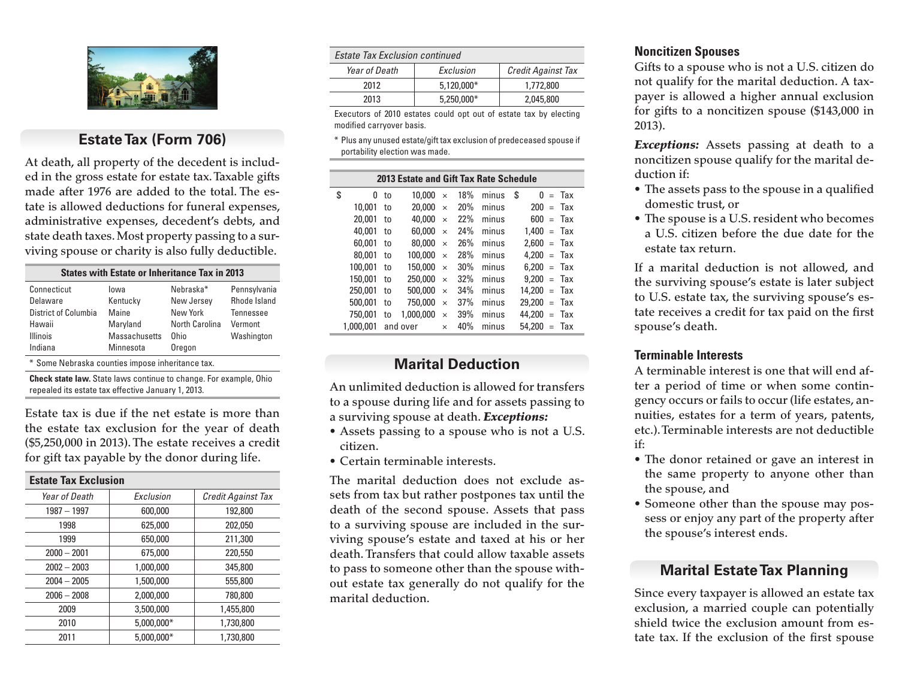## Estate Tax (Form 706)

At death, all property of the decedent is included in the gross estate for estate tax. Taxable gifts made after 1976 are added to the total. The estate is allowed deductions for funeral expenses, administrative expenses, decedent's debts, and state death taxes. Most property passing to a surviving spouse or charity is also fully deductible.

**States with Estate or Inheritance Tax in 2013**

| | | | |
|---|---|---|---|
| Connecticut | Iowa | Nebraska* | Pennsylvania |
| Delaware | Kentucky | New Jersey | Rhode Island |
| District of Columbia | Maine | New York | Tennessee |
| Hawaii | Maryland | North Carolina | Vermont |
| Illinois | Massachusetts | Ohio | Washington |
| Indiana | Minnesota | Oregon | |

\* Some Nebraska counties impose inheritance tax.

**Check state law.** State laws continue to change. For example, Ohio repealed its estate tax effective January 1, 2013.

Estate tax is due if the net estate is more than the estate tax exclusion for the year of death ($5,250,000 in 2013). The estate receives a credit for gift tax payable by the donor during life.

**Estate Tax Exclusion**

| *Year of Death* | *Exclusion* | *Credit Against Tax* |
|---|---|---|
| 1987 – 1997 | 600,000 | 192,800 |
| 1998 | 625,000 | 202,050 |
| 1999 | 650,000 | 211,300 |
| 2000 – 2001 | 675,000 | 220,550 |
| 2002 – 2003 | 1,000,000 | 345,800 |
| 2004 – 2005 | 1,500,000 | 555,800 |
| 2006 – 2008 | 2,000,000 | 780,800 |
| 2009 | 3,500,000 | 1,455,800 |
| 2010 | 5,000,000* | 1,730,800 |
| 2011 | 5,000,000* | 1,730,800 |
| 2012 | 5,120,000* | 1,772,800 |
| 2013 | 5,250,000* | 2,045,800 |

Executors of 2010 estates could opt out of estate tax by electing modified carryover basis.

\* Plus any unused estate/gift tax exclusion of predeceased spouse if portability election was made.

**2013 Estate and Gift Tax Rate Schedule**

| | | | | | | | | | |
|---|---|---|---|---|---|---|---|---|---|
| $ 0 | to | 10,000 | × | 18% | minus | $ 0 | = | Tax |
| 10,001 | to | 20,000 | × | 20% | minus | 200 | = | Tax |
| 20,001 | to | 40,000 | × | 22% | minus | 600 | = | Tax |
| 40,001 | to | 60,000 | × | 24% | minus | 1,400 | = | Tax |
| 60,001 | to | 80,000 | × | 26% | minus | 2,600 | = | Tax |
| 80,001 | to | 100,000 | × | 28% | minus | 4,200 | = | Tax |
| 100,001 | to | 150,000 | × | 30% | minus | 6,200 | = | Tax |
| 150,001 | to | 250,000 | × | 32% | minus | 9,200 | = | Tax |
| 250,001 | to | 500,000 | × | 34% | minus | 14,200 | = | Tax |
| 500,001 | to | 750,000 | × | 37% | minus | 29,200 | = | Tax |
| 750,001 | to | 1,000,000 | × | 39% | minus | 44,200 | = | Tax |
| 1,000,001 | and over | | × | 40% | minus | 54,200 | = | Tax |

## Marital Deduction

An unlimited deduction is allowed for transfers to a spouse during life and for assets passing to a surviving spouse at death. ***Exceptions:***

- Assets passing to a spouse who is not a U.S. citizen.
- Certain terminable interests.

The marital deduction does not exclude assets from tax but rather postpones tax until the death of the second spouse. Assets that pass to a surviving spouse are included in the surviving spouse's estate and taxed at his or her death. Transfers that could allow taxable assets to pass to someone other than the spouse without estate tax generally do not qualify for the marital deduction.

### Noncitizen Spouses

Gifts to a spouse who is not a U.S. citizen do not qualify for the marital deduction. A taxpayer is allowed a higher annual exclusion for gifts to a noncitizen spouse ($143,000 in 2013).

***Exceptions:*** Assets passing at death to a noncitizen spouse qualify for the marital deduction if:

- The assets pass to the spouse in a qualified domestic trust, or
- The spouse is a U.S. resident who becomes a U.S. citizen before the due date for the estate tax return.

If a marital deduction is not allowed, and the surviving spouse's estate is later subject to U.S. estate tax, the surviving spouse's estate receives a credit for tax paid on the first spouse's death.

### Terminable Interests

A terminable interest is one that will end after a period of time or when some contingency occurs or fails to occur (life estates, annuities, estates for a term of years, patents, etc.). Terminable interests are not deductible if:

- The donor retained or gave an interest in the same property to anyone other than the spouse, and
- Someone other than the spouse may possess or enjoy any part of the property after the spouse's interest ends.

## Marital Estate Tax Planning

Since every taxpayer is allowed an estate tax exclusion, a married couple can potentially shield twice the exclusion amount from estate tax. If the exclusion of the first spouse